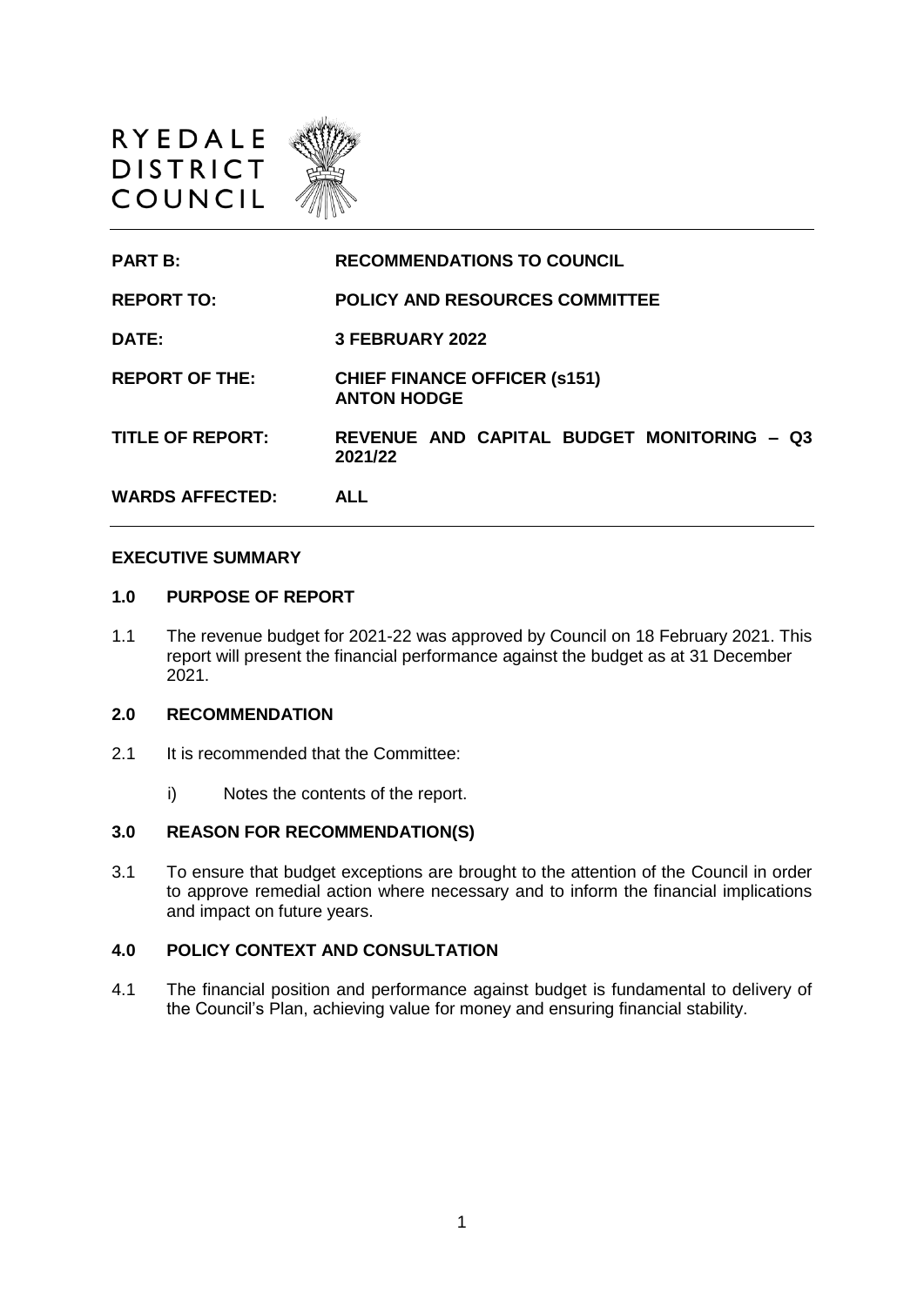RYEDALE
DISTRICT
COUNCIL

| | |
|---|---|
| **PART B:** | **RECOMMENDATIONS TO COUNCIL** |
| **REPORT TO:** | **POLICY AND RESOURCES COMMITTEE** |
| **DATE:** | **3 FEBRUARY 2022** |
| **REPORT OF THE:** | **CHIEF FINANCE OFFICER (s151) ANTON HODGE** |
| **TITLE OF REPORT:** | **REVENUE AND CAPITAL BUDGET MONITORING – Q3 2021/22** |
| **WARDS AFFECTED:** | **ALL** |

## EXECUTIVE SUMMARY

### 1.0 PURPOSE OF REPORT

1.1 The revenue budget for 2021-22 was approved by Council on 18 February 2021. This report will present the financial performance against the budget as at 31 December 2021.

### 2.0 RECOMMENDATION

2.1 It is recommended that the Committee:

i) Notes the contents of the report.

### 3.0 REASON FOR RECOMMENDATION(S)

3.1 To ensure that budget exceptions are brought to the attention of the Council in order to approve remedial action where necessary and to inform the financial implications and impact on future years.

### 4.0 POLICY CONTEXT AND CONSULTATION

4.1 The financial position and performance against budget is fundamental to delivery of the Council's Plan, achieving value for money and ensuring financial stability.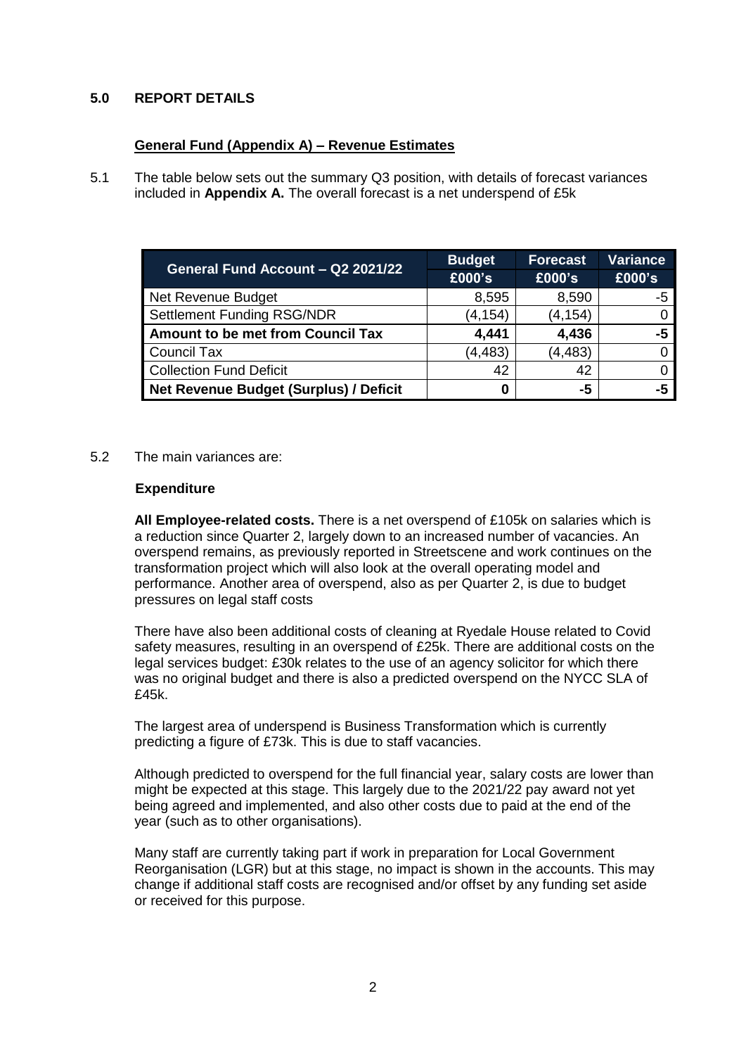## 5.0 REPORT DETAILS

### General Fund (Appendix A) – Revenue Estimates

5.1 The table below sets out the summary Q3 position, with details of forecast variances included in **Appendix A.** The overall forecast is a net underspend of £5k

| General Fund Account – Q2 2021/22 | Budget £000's | Forecast £000's | Variance £000's |
|---|---|---|---|
| Net Revenue Budget | 8,595 | 8,590 | -5 |
| Settlement Funding RSG/NDR | (4,154) | (4,154) | 0 |
| **Amount to be met from Council Tax** | **4,441** | **4,436** | **-5** |
| Council Tax | (4,483) | (4,483) | 0 |
| Collection Fund Deficit | 42 | 42 | 0 |
| **Net Revenue Budget (Surplus) / Deficit** | **0** | **-5** | **-5** |

5.2 The main variances are:

**Expenditure**

**All Employee-related costs.** There is a net overspend of £105k on salaries which is a reduction since Quarter 2, largely down to an increased number of vacancies. An overspend remains, as previously reported in Streetscene and work continues on the transformation project which will also look at the overall operating model and performance. Another area of overspend, also as per Quarter 2, is due to budget pressures on legal staff costs

There have also been additional costs of cleaning at Ryedale House related to Covid safety measures, resulting in an overspend of £25k. There are additional costs on the legal services budget: £30k relates to the use of an agency solicitor for which there was no original budget and there is also a predicted overspend on the NYCC SLA of £45k.

The largest area of underspend is Business Transformation which is currently predicting a figure of £73k. This is due to staff vacancies.

Although predicted to overspend for the full financial year, salary costs are lower than might be expected at this stage. This largely due to the 2021/22 pay award not yet being agreed and implemented, and also other costs due to paid at the end of the year (such as to other organisations).

Many staff are currently taking part if work in preparation for Local Government Reorganisation (LGR) but at this stage, no impact is shown in the accounts. This may change if additional staff costs are recognised and/or offset by any funding set aside or received for this purpose.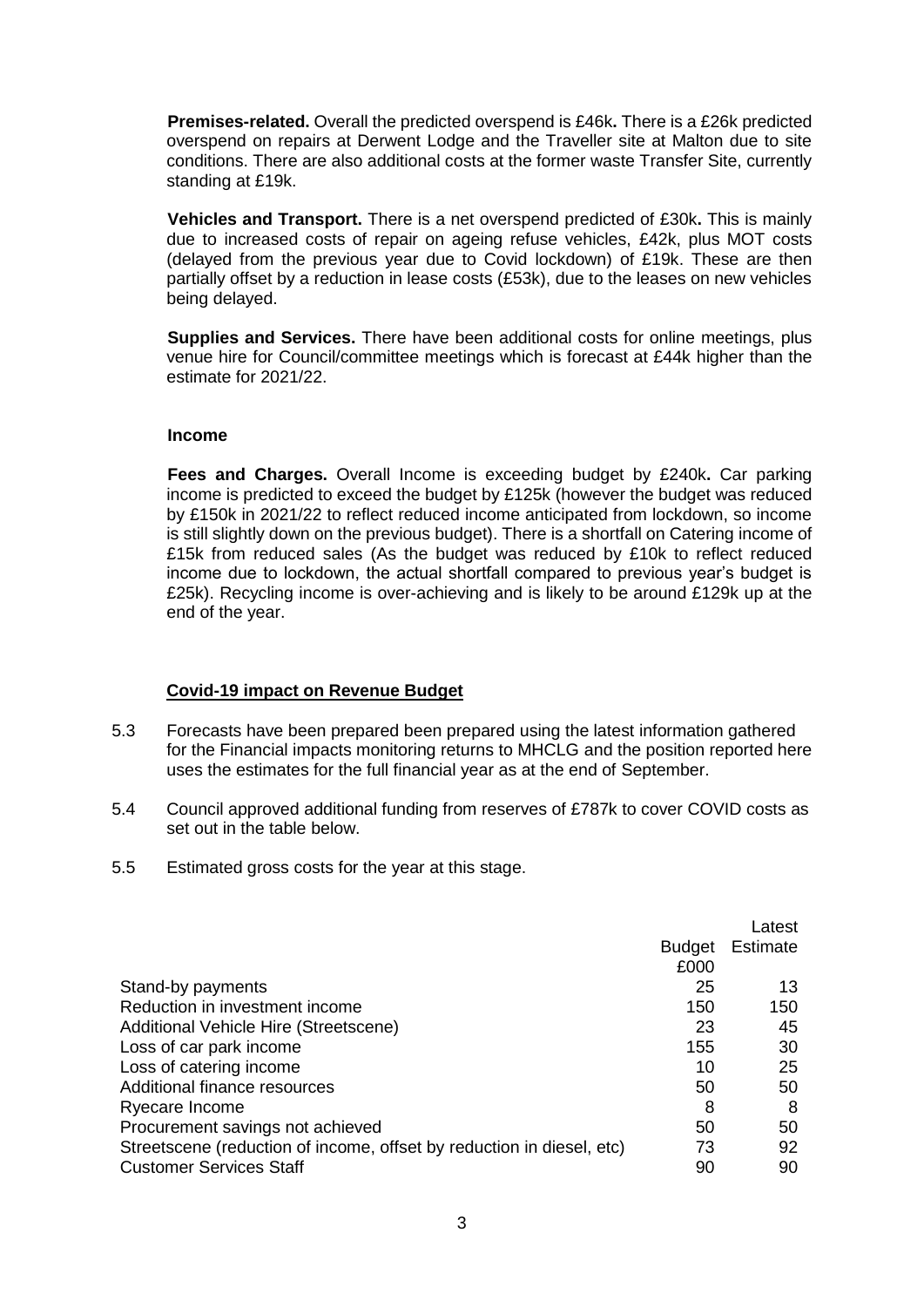**Premises-related.** Overall the predicted overspend is £46k**.** There is a £26k predicted overspend on repairs at Derwent Lodge and the Traveller site at Malton due to site conditions. There are also additional costs at the former waste Transfer Site, currently standing at £19k.

**Vehicles and Transport.** There is a net overspend predicted of £30k**.** This is mainly due to increased costs of repair on ageing refuse vehicles, £42k, plus MOT costs (delayed from the previous year due to Covid lockdown) of £19k. These are then partially offset by a reduction in lease costs (£53k), due to the leases on new vehicles being delayed.

**Supplies and Services.** There have been additional costs for online meetings, plus venue hire for Council/committee meetings which is forecast at £44k higher than the estimate for 2021/22.

**Income**

**Fees and Charges.** Overall Income is exceeding budget by £240k**.** Car parking income is predicted to exceed the budget by £125k (however the budget was reduced by £150k in 2021/22 to reflect reduced income anticipated from lockdown, so income is still slightly down on the previous budget). There is a shortfall on Catering income of £15k from reduced sales (As the budget was reduced by £10k to reflect reduced income due to lockdown, the actual shortfall compared to previous year's budget is £25k). Recycling income is over-achieving and is likely to be around £129k up at the end of the year.

**Covid-19 impact on Revenue Budget**

5.3 Forecasts have been prepared been prepared using the latest information gathered for the Financial impacts monitoring returns to MHCLG and the position reported here uses the estimates for the full financial year as at the end of September.

5.4 Council approved additional funding from reserves of £787k to cover COVID costs as set out in the table below.

5.5 Estimated gross costs for the year at this stage.

| | Budget £000 | Latest Estimate |
|---|---|---|
| Stand-by payments | 25 | 13 |
| Reduction in investment income | 150 | 150 |
| Additional Vehicle Hire (Streetscene) | 23 | 45 |
| Loss of car park income | 155 | 30 |
| Loss of catering income | 10 | 25 |
| Additional finance resources | 50 | 50 |
| Ryecare Income | 8 | 8 |
| Procurement savings not achieved | 50 | 50 |
| Streetscene (reduction of income, offset by reduction in diesel, etc) | 73 | 92 |
| Customer Services Staff | 90 | 90 |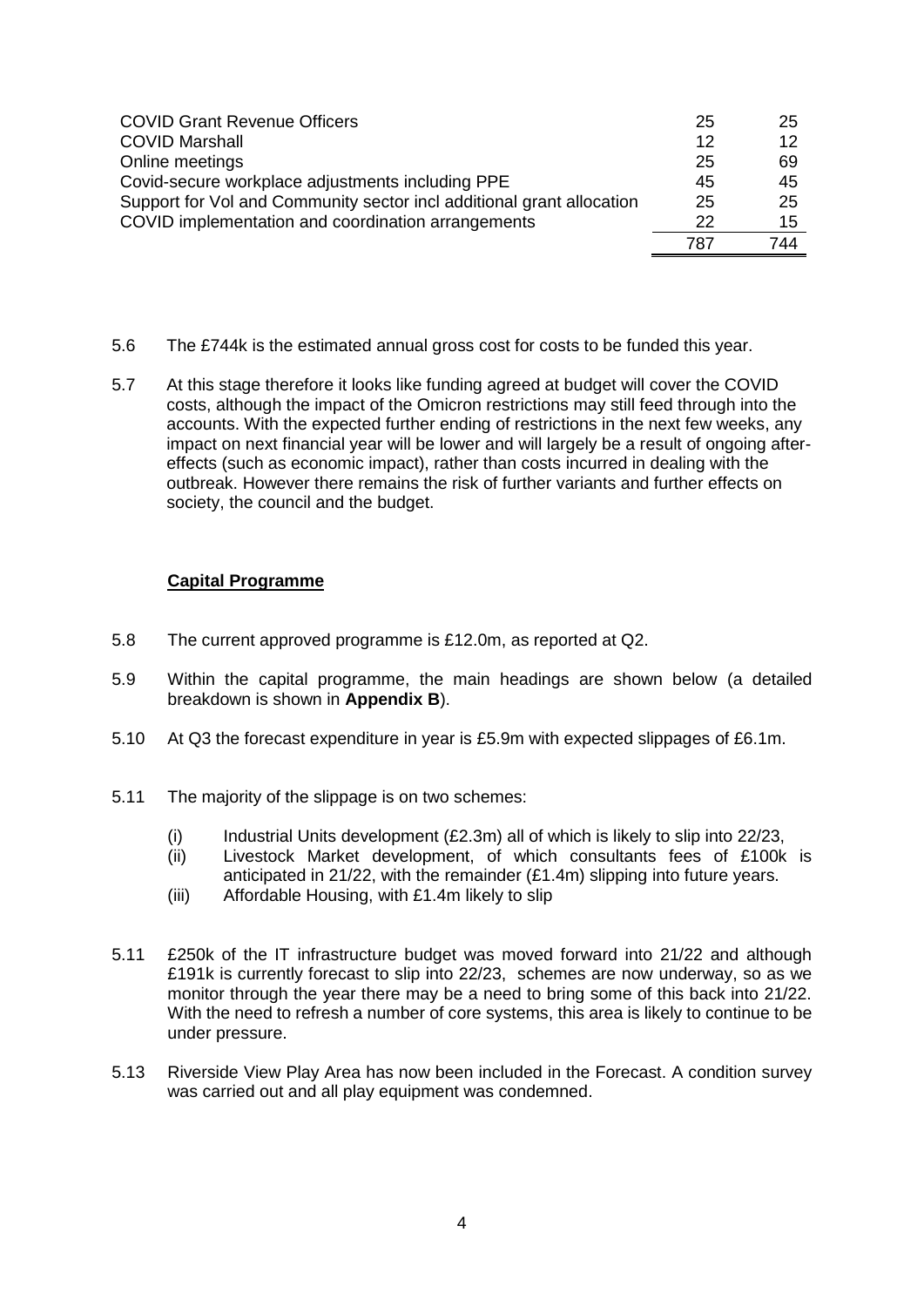| | | |
|---|---|---|
| COVID Grant Revenue Officers | 25 | 25 |
| COVID Marshall | 12 | 12 |
| Online meetings | 25 | 69 |
| Covid-secure workplace adjustments including PPE | 45 | 45 |
| Support for Vol and Community sector incl additional grant allocation | 25 | 25 |
| COVID implementation and coordination arrangements | 22 | 15 |
| | 787 | 744 |

5.6 The £744k is the estimated annual gross cost for costs to be funded this year.

5.7 At this stage therefore it looks like funding agreed at budget will cover the COVID costs, although the impact of the Omicron restrictions may still feed through into the accounts. With the expected further ending of restrictions in the next few weeks, any impact on next financial year will be lower and will largely be a result of ongoing after-effects (such as economic impact), rather than costs incurred in dealing with the outbreak. However there remains the risk of further variants and further effects on society, the council and the budget.

**Capital Programme**

5.8 The current approved programme is £12.0m, as reported at Q2.

5.9 Within the capital programme, the main headings are shown below (a detailed breakdown is shown in **Appendix B**).

5.10 At Q3 the forecast expenditure in year is £5.9m with expected slippages of £6.1m.

5.11 The majority of the slippage is on two schemes:

(i) Industrial Units development (£2.3m) all of which is likely to slip into 22/23,
(ii) Livestock Market development, of which consultants fees of £100k is anticipated in 21/22, with the remainder (£1.4m) slipping into future years.
(iii) Affordable Housing, with £1.4m likely to slip

5.11 £250k of the IT infrastructure budget was moved forward into 21/22 and although £191k is currently forecast to slip into 22/23, schemes are now underway, so as we monitor through the year there may be a need to bring some of this back into 21/22. With the need to refresh a number of core systems, this area is likely to continue to be under pressure.

5.13 Riverside View Play Area has now been included in the Forecast. A condition survey was carried out and all play equipment was condemned.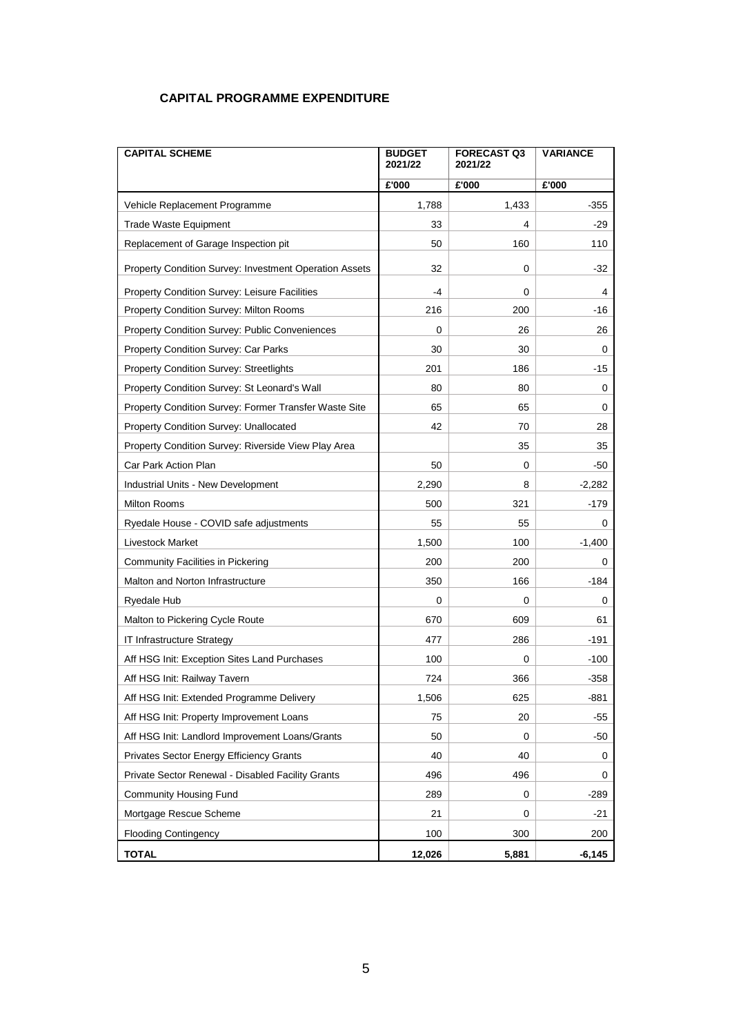## CAPITAL PROGRAMME EXPENDITURE

| CAPITAL SCHEME | BUDGET 2021/22 | FORECAST Q3 2021/22 | VARIANCE |
|---|---|---|---|
| | £'000 | £'000 | £'000 |
| Vehicle Replacement Programme | 1,788 | 1,433 | -355 |
| Trade Waste Equipment | 33 | 4 | -29 |
| Replacement of Garage Inspection pit | 50 | 160 | 110 |
| Property Condition Survey: Investment Operation Assets | 32 | 0 | -32 |
| Property Condition Survey: Leisure Facilities | -4 | 0 | 4 |
| Property Condition Survey: Milton Rooms | 216 | 200 | -16 |
| Property Condition Survey: Public Conveniences | 0 | 26 | 26 |
| Property Condition Survey: Car Parks | 30 | 30 | 0 |
| Property Condition Survey: Streetlights | 201 | 186 | -15 |
| Property Condition Survey: St Leonard's Wall | 80 | 80 | 0 |
| Property Condition Survey: Former Transfer Waste Site | 65 | 65 | 0 |
| Property Condition Survey: Unallocated | 42 | 70 | 28 |
| Property Condition Survey: Riverside View Play Area | | 35 | 35 |
| Car Park Action Plan | 50 | 0 | -50 |
| Industrial Units - New Development | 2,290 | 8 | -2,282 |
| Milton Rooms | 500 | 321 | -179 |
| Ryedale House - COVID safe adjustments | 55 | 55 | 0 |
| Livestock Market | 1,500 | 100 | -1,400 |
| Community Facilities in Pickering | 200 | 200 | 0 |
| Malton and Norton Infrastructure | 350 | 166 | -184 |
| Ryedale Hub | 0 | 0 | 0 |
| Malton to Pickering Cycle Route | 670 | 609 | 61 |
| IT Infrastructure Strategy | 477 | 286 | -191 |
| Aff HSG Init: Exception Sites Land Purchases | 100 | 0 | -100 |
| Aff HSG Init: Railway Tavern | 724 | 366 | -358 |
| Aff HSG Init: Extended Programme Delivery | 1,506 | 625 | -881 |
| Aff HSG Init: Property Improvement Loans | 75 | 20 | -55 |
| Aff HSG Init: Landlord Improvement Loans/Grants | 50 | 0 | -50 |
| Privates Sector Energy Efficiency Grants | 40 | 40 | 0 |
| Private Sector Renewal - Disabled Facility Grants | 496 | 496 | 0 |
| Community Housing Fund | 289 | 0 | -289 |
| Mortgage Rescue Scheme | 21 | 0 | -21 |
| Flooding Contingency | 100 | 300 | 200 |
| **TOTAL** | **12,026** | **5,881** | **-6,145** |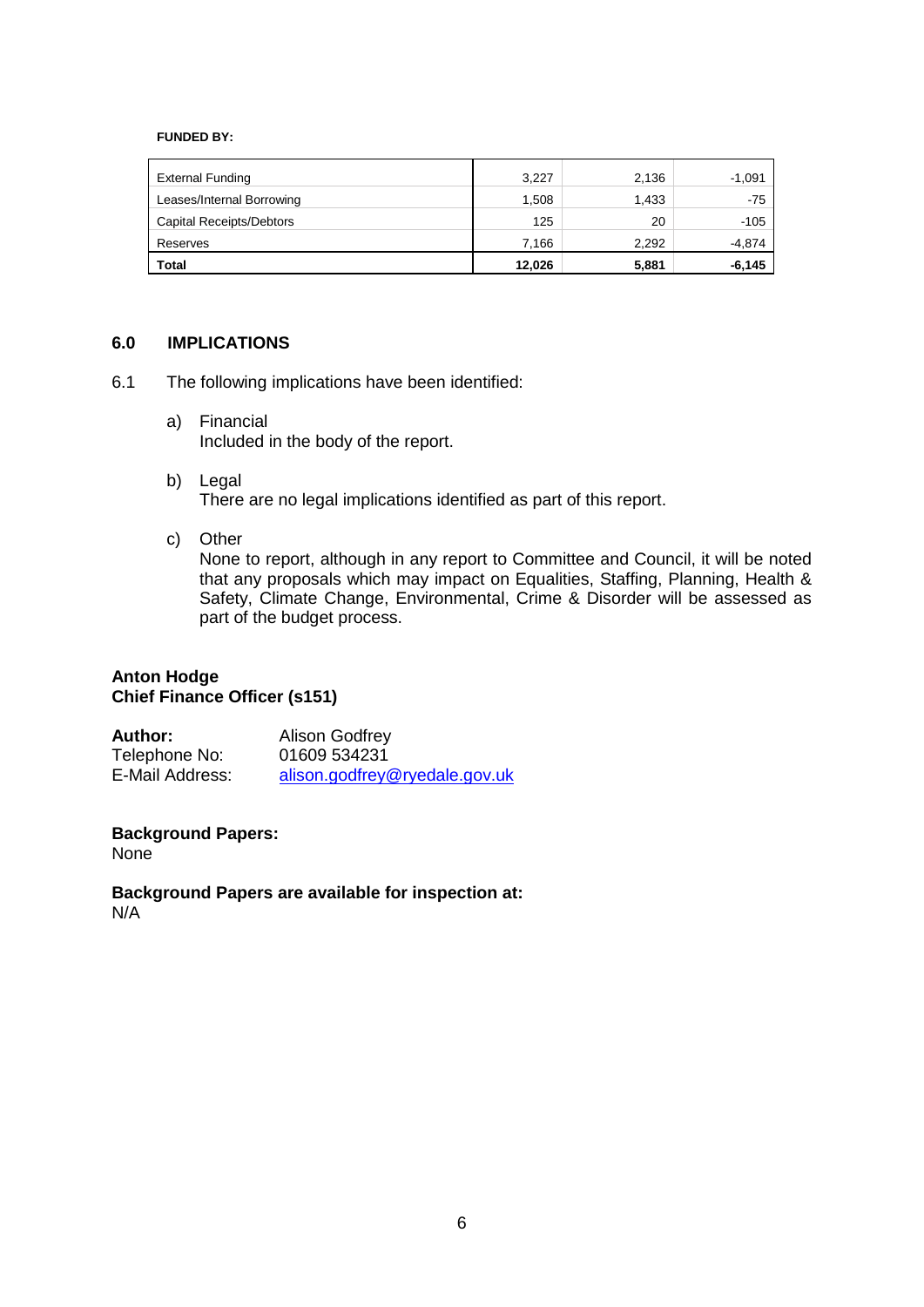**FUNDED BY:**

| | | | |
|---|---|---|---|
| External Funding | 3,227 | 2,136 | -1,091 |
| Leases/Internal Borrowing | 1,508 | 1,433 | -75 |
| Capital Receipts/Debtors | 125 | 20 | -105 |
| Reserves | 7,166 | 2,292 | -4,874 |
| **Total** | **12,026** | **5,881** | **-6,145** |

## 6.0 IMPLICATIONS

6.1 The following implications have been identified:

a) Financial
Included in the body of the report.

b) Legal
There are no legal implications identified as part of this report.

c) Other
None to report, although in any report to Committee and Council, it will be noted that any proposals which may impact on Equalities, Staffing, Planning, Health & Safety, Climate Change, Environmental, Crime & Disorder will be assessed as part of the budget process.

**Anton Hodge**
**Chief Finance Officer (s151)**

**Author:** Alison Godfrey
Telephone No: 01609 534231
E-Mail Address: alison.godfrey@ryedale.gov.uk

**Background Papers:**
None

**Background Papers are available for inspection at:**
N/A